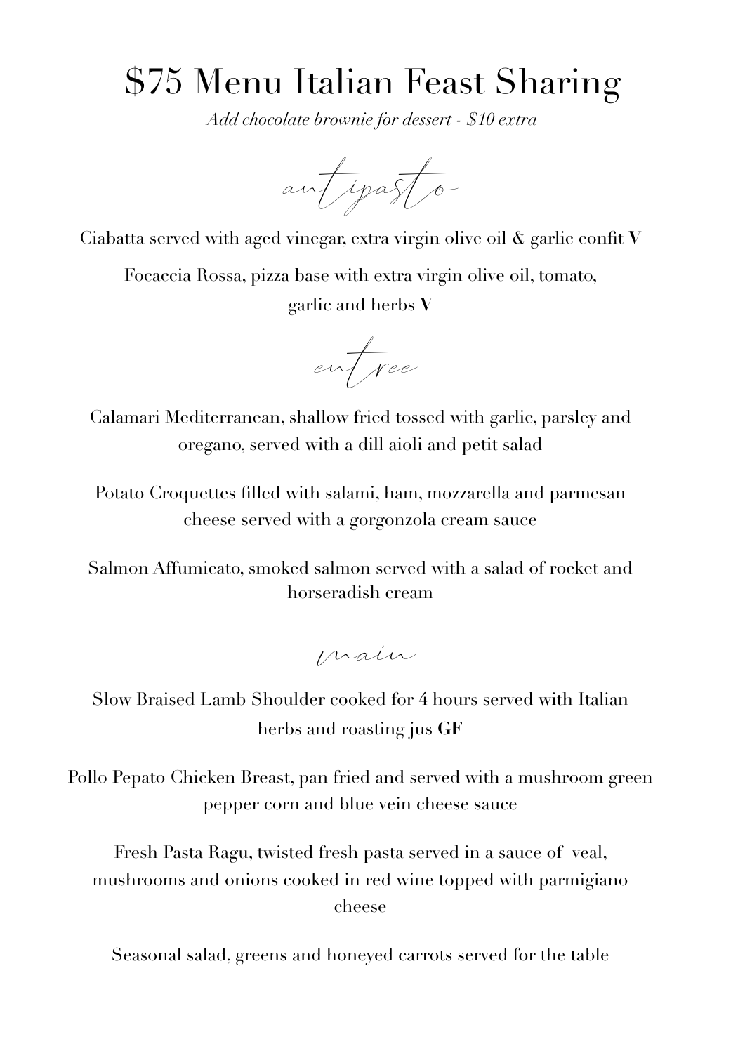# $75 Menu Italian Feast Sharing

*Add chocolate brownie for dessert - $10 extra*

## antipasto

Ciabatta served with aged vinegar, extra virgin olive oil & garlic confit **V**

Focaccia Rossa, pizza base with extra virgin olive oil, tomato, garlic and herbs **V**

## entree

Calamari Mediterranean, shallow fried tossed with garlic, parsley and oregano, served with a dill aioli and petit salad

Potato Croquettes filled with salami, ham, mozzarella and parmesan cheese served with a gorgonzola cream sauce

Salmon Affumicato, smoked salmon served with a salad of rocket and horseradish cream

## main

Slow Braised Lamb Shoulder cooked for 4 hours served with Italian herbs and roasting jus **GF**

Pollo Pepato Chicken Breast, pan fried and served with a mushroom green pepper corn and blue vein cheese sauce

Fresh Pasta Ragu, twisted fresh pasta served in a sauce of veal, mushrooms and onions cooked in red wine topped with parmigiano cheese

Seasonal salad, greens and honeyed carrots served for the table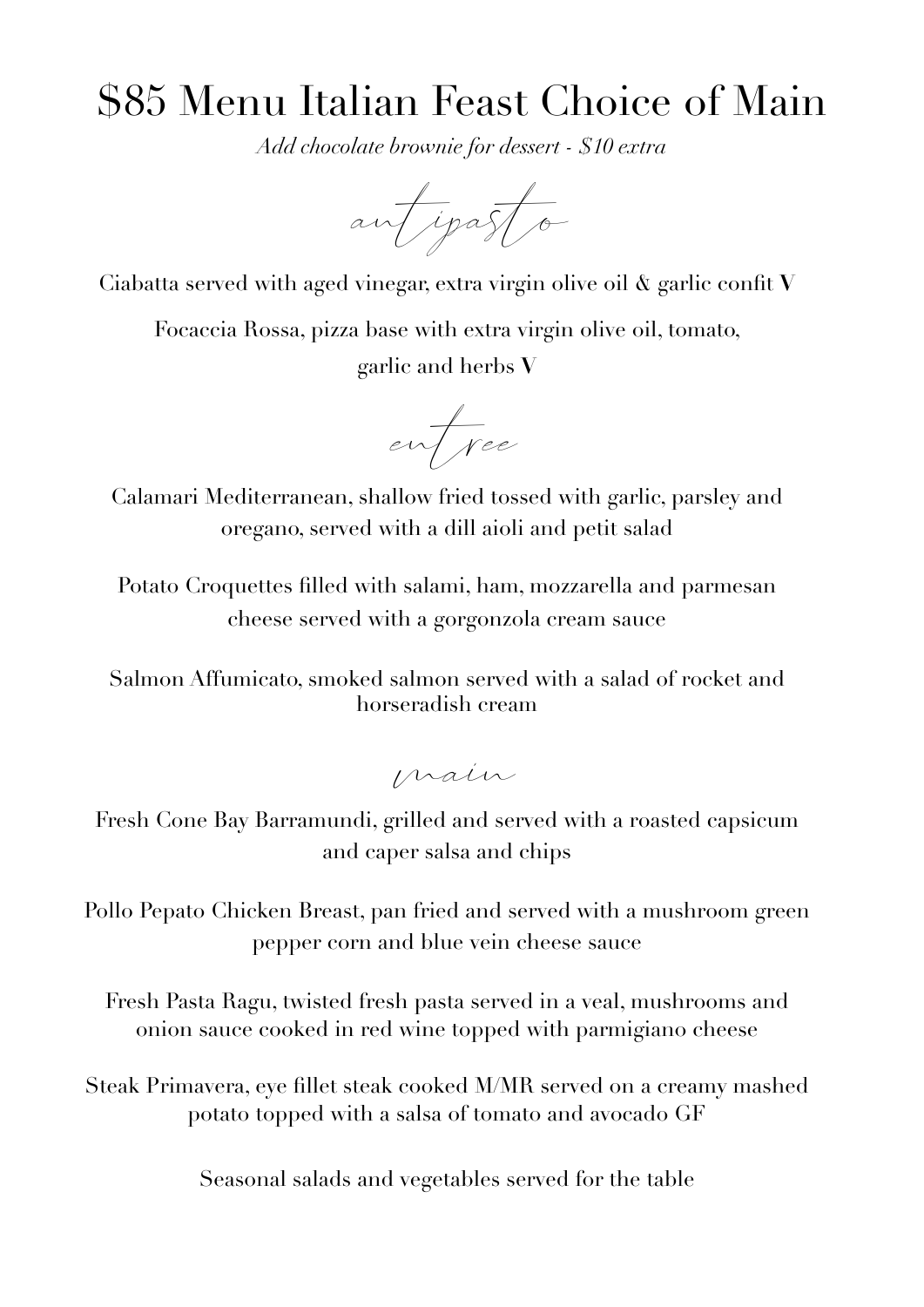# $85 Menu Italian Feast Choice of Main

*Add chocolate brownie for dessert - $10 extra*

## antipasto

Ciabatta served with aged vinegar, extra virgin olive oil & garlic confit **V**

Focaccia Rossa, pizza base with extra virgin olive oil, tomato, garlic and herbs **V**

## entree

Calamari Mediterranean, shallow fried tossed with garlic, parsley and oregano, served with a dill aioli and petit salad

Potato Croquettes filled with salami, ham, mozzarella and parmesan cheese served with a gorgonzola cream sauce

Salmon Affumicato, smoked salmon served with a salad of rocket and horseradish cream

## main

Fresh Cone Bay Barramundi, grilled and served with a roasted capsicum and caper salsa and chips

Pollo Pepato Chicken Breast, pan fried and served with a mushroom green pepper corn and blue vein cheese sauce

Fresh Pasta Ragu, twisted fresh pasta served in a veal, mushrooms and onion sauce cooked in red wine topped with parmigiano cheese

Steak Primavera, eye fillet steak cooked M/MR served on a creamy mashed potato topped with a salsa of tomato and avocado GF

Seasonal salads and vegetables served for the table